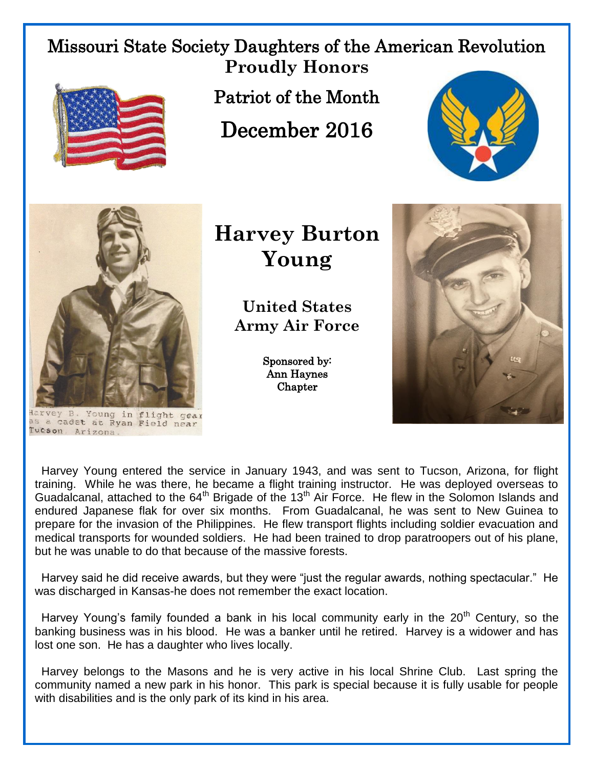# Missouri State Society Daughters of the American Revolution

**Proudly Honors**

## Patriot of the Month

## December 2016

Harvey B. Young in flight gear as a cadet at Ryan Field near Tucson, Arizona.

# Harvey Burton Young

### United States Army Air Force

Sponsored by:
Ann Haynes Chapter

Harvey Young entered the service in January 1943, and was sent to Tucson, Arizona, for flight training. While he was there, he became a flight training instructor. He was deployed overseas to Guadalcanal, attached to the 64th Brigade of the 13th Air Force. He flew in the Solomon Islands and endured Japanese flak for over six months. From Guadalcanal, he was sent to New Guinea to prepare for the invasion of the Philippines. He flew transport flights including soldier evacuation and medical transports for wounded soldiers. He had been trained to drop paratroopers out of his plane, but he was unable to do that because of the massive forests.

Harvey said he did receive awards, but they were "just the regular awards, nothing spectacular." He was discharged in Kansas-he does not remember the exact location.

Harvey Young's family founded a bank in his local community early in the 20th Century, so the banking business was in his blood. He was a banker until he retired. Harvey is a widower and has lost one son. He has a daughter who lives locally.

Harvey belongs to the Masons and he is very active in his local Shrine Club. Last spring the community named a new park in his honor. This park is special because it is fully usable for people with disabilities and is the only park of its kind in his area.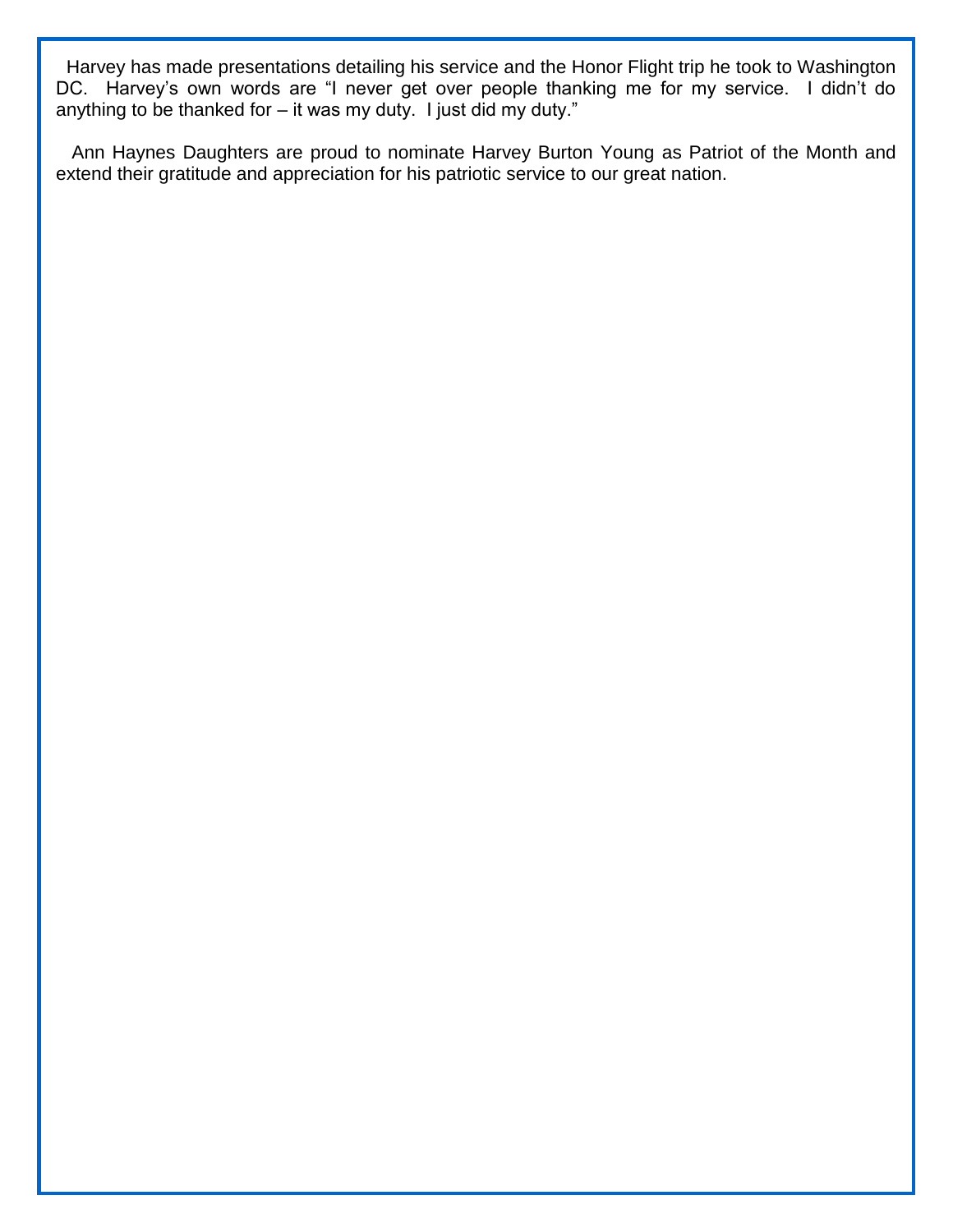Harvey has made presentations detailing his service and the Honor Flight trip he took to Washington DC. Harvey's own words are "I never get over people thanking me for my service. I didn't do anything to be thanked for – it was my duty. I just did my duty."

Ann Haynes Daughters are proud to nominate Harvey Burton Young as Patriot of the Month and extend their gratitude and appreciation for his patriotic service to our great nation.